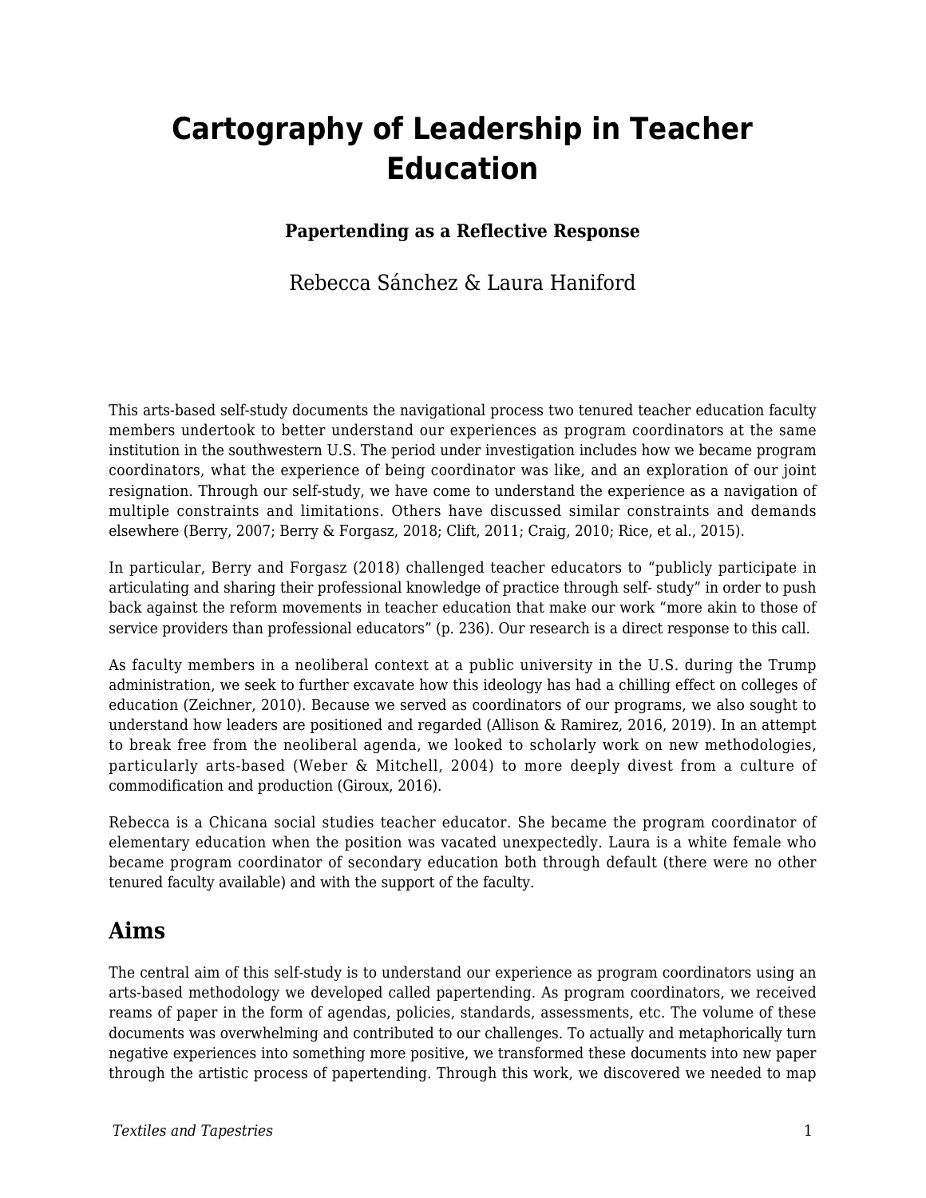# Cartography of Leadership in Teacher Education

**Papertending as a Reflective Response**

Rebecca Sánchez & Laura Haniford

This arts-based self-study documents the navigational process two tenured teacher education faculty members undertook to better understand our experiences as program coordinators at the same institution in the southwestern U.S. The period under investigation includes how we became program coordinators, what the experience of being coordinator was like, and an exploration of our joint resignation. Through our self-study, we have come to understand the experience as a navigation of multiple constraints and limitations. Others have discussed similar constraints and demands elsewhere (Berry, 2007; Berry & Forgasz, 2018; Clift, 2011; Craig, 2010; Rice, et al., 2015).

In particular, Berry and Forgasz (2018) challenged teacher educators to "publicly participate in articulating and sharing their professional knowledge of practice through self- study" in order to push back against the reform movements in teacher education that make our work "more akin to those of service providers than professional educators" (p. 236). Our research is a direct response to this call.

As faculty members in a neoliberal context at a public university in the U.S. during the Trump administration, we seek to further excavate how this ideology has had a chilling effect on colleges of education (Zeichner, 2010). Because we served as coordinators of our programs, we also sought to understand how leaders are positioned and regarded (Allison & Ramirez, 2016, 2019). In an attempt to break free from the neoliberal agenda, we looked to scholarly work on new methodologies, particularly arts-based (Weber & Mitchell, 2004) to more deeply divest from a culture of commodification and production (Giroux, 2016).

Rebecca is a Chicana social studies teacher educator. She became the program coordinator of elementary education when the position was vacated unexpectedly. Laura is a white female who became program coordinator of secondary education both through default (there were no other tenured faculty available) and with the support of the faculty.

## Aims

The central aim of this self-study is to understand our experience as program coordinators using an arts-based methodology we developed called papertending. As program coordinators, we received reams of paper in the form of agendas, policies, standards, assessments, etc. The volume of these documents was overwhelming and contributed to our challenges. To actually and metaphorically turn negative experiences into something more positive, we transformed these documents into new paper through the artistic process of papertending. Through this work, we discovered we needed to map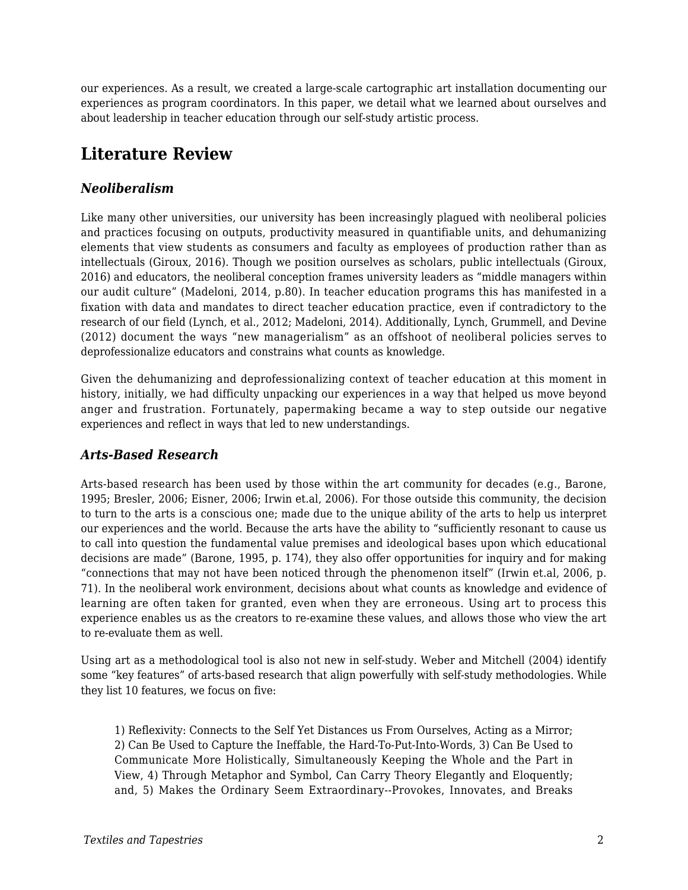our experiences. As a result, we created a large-scale cartographic art installation documenting our experiences as program coordinators. In this paper, we detail what we learned about ourselves and about leadership in teacher education through our self-study artistic process.

## Literature Review

### *Neoliberalism*

Like many other universities, our university has been increasingly plagued with neoliberal policies and practices focusing on outputs, productivity measured in quantifiable units, and dehumanizing elements that view students as consumers and faculty as employees of production rather than as intellectuals (Giroux, 2016). Though we position ourselves as scholars, public intellectuals (Giroux, 2016) and educators, the neoliberal conception frames university leaders as "middle managers within our audit culture" (Madeloni, 2014, p.80). In teacher education programs this has manifested in a fixation with data and mandates to direct teacher education practice, even if contradictory to the research of our field (Lynch, et al., 2012; Madeloni, 2014). Additionally, Lynch, Grummell, and Devine (2012) document the ways "new managerialism" as an offshoot of neoliberal policies serves to deprofessionalize educators and constrains what counts as knowledge.

Given the dehumanizing and deprofessionalizing context of teacher education at this moment in history, initially, we had difficulty unpacking our experiences in a way that helped us move beyond anger and frustration. Fortunately, papermaking became a way to step outside our negative experiences and reflect in ways that led to new understandings.

### *Arts-Based Research*

Arts-based research has been used by those within the art community for decades (e.g., Barone, 1995; Bresler, 2006; Eisner, 2006; Irwin et.al, 2006). For those outside this community, the decision to turn to the arts is a conscious one; made due to the unique ability of the arts to help us interpret our experiences and the world. Because the arts have the ability to "sufficiently resonant to cause us to call into question the fundamental value premises and ideological bases upon which educational decisions are made" (Barone, 1995, p. 174), they also offer opportunities for inquiry and for making "connections that may not have been noticed through the phenomenon itself" (Irwin et.al, 2006, p. 71). In the neoliberal work environment, decisions about what counts as knowledge and evidence of learning are often taken for granted, even when they are erroneous. Using art to process this experience enables us as the creators to re-examine these values, and allows those who view the art to re-evaluate them as well.

Using art as a methodological tool is also not new in self-study. Weber and Mitchell (2004) identify some "key features" of arts-based research that align powerfully with self-study methodologies. While they list 10 features, we focus on five:

> 1) Reflexivity: Connects to the Self Yet Distances us From Ourselves, Acting as a Mirror; 2) Can Be Used to Capture the Ineffable, the Hard-To-Put-Into-Words, 3) Can Be Used to Communicate More Holistically, Simultaneously Keeping the Whole and the Part in View, 4) Through Metaphor and Symbol, Can Carry Theory Elegantly and Eloquently; and, 5) Makes the Ordinary Seem Extraordinary--Provokes, Innovates, and Breaks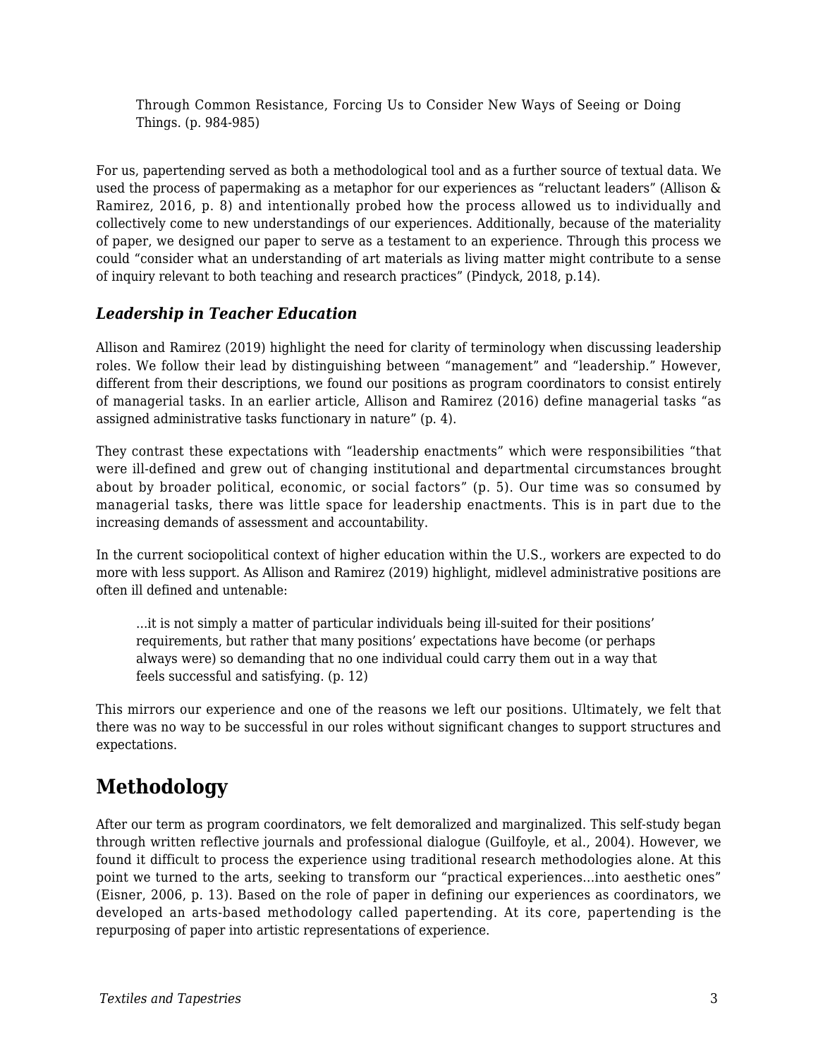> Through Common Resistance, Forcing Us to Consider New Ways of Seeing or Doing Things. (p. 984-985)

For us, papertending served as both a methodological tool and as a further source of textual data. We used the process of papermaking as a metaphor for our experiences as "reluctant leaders" (Allison & Ramirez, 2016, p. 8) and intentionally probed how the process allowed us to individually and collectively come to new understandings of our experiences. Additionally, because of the materiality of paper, we designed our paper to serve as a testament to an experience. Through this process we could "consider what an understanding of art materials as living matter might contribute to a sense of inquiry relevant to both teaching and research practices" (Pindyck, 2018, p.14).

### *Leadership in Teacher Education*

Allison and Ramirez (2019) highlight the need for clarity of terminology when discussing leadership roles. We follow their lead by distinguishing between "management" and "leadership." However, different from their descriptions, we found our positions as program coordinators to consist entirely of managerial tasks. In an earlier article, Allison and Ramirez (2016) define managerial tasks "as assigned administrative tasks functionary in nature" (p. 4).

They contrast these expectations with "leadership enactments" which were responsibilities "that were ill-defined and grew out of changing institutional and departmental circumstances brought about by broader political, economic, or social factors" (p. 5). Our time was so consumed by managerial tasks, there was little space for leadership enactments. This is in part due to the increasing demands of assessment and accountability.

In the current sociopolitical context of higher education within the U.S., workers are expected to do more with less support. As Allison and Ramirez (2019) highlight, midlevel administrative positions are often ill defined and untenable:

> ...it is not simply a matter of particular individuals being ill-suited for their positions' requirements, but rather that many positions' expectations have become (or perhaps always were) so demanding that no one individual could carry them out in a way that feels successful and satisfying. (p. 12)

This mirrors our experience and one of the reasons we left our positions. Ultimately, we felt that there was no way to be successful in our roles without significant changes to support structures and expectations.

## Methodology

After our term as program coordinators, we felt demoralized and marginalized. This self-study began through written reflective journals and professional dialogue (Guilfoyle, et al., 2004). However, we found it difficult to process the experience using traditional research methodologies alone. At this point we turned to the arts, seeking to transform our "practical experiences...into aesthetic ones" (Eisner, 2006, p. 13). Based on the role of paper in defining our experiences as coordinators, we developed an arts-based methodology called papertending. At its core, papertending is the repurposing of paper into artistic representations of experience.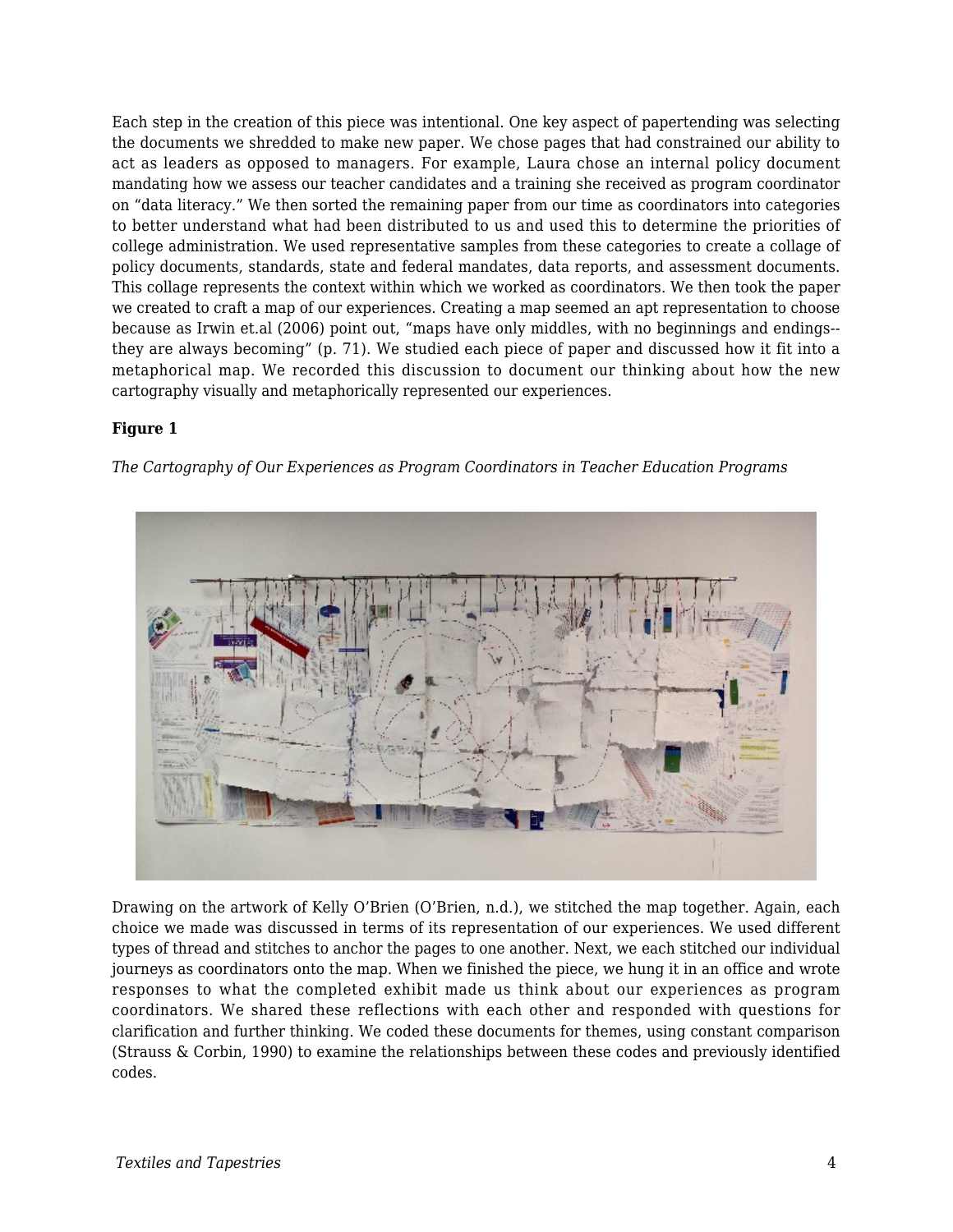Each step in the creation of this piece was intentional. One key aspect of papertending was selecting the documents we shredded to make new paper. We chose pages that had constrained our ability to act as leaders as opposed to managers. For example, Laura chose an internal policy document mandating how we assess our teacher candidates and a training she received as program coordinator on "data literacy." We then sorted the remaining paper from our time as coordinators into categories to better understand what had been distributed to us and used this to determine the priorities of college administration. We used representative samples from these categories to create a collage of policy documents, standards, state and federal mandates, data reports, and assessment documents. This collage represents the context within which we worked as coordinators. We then took the paper we created to craft a map of our experiences. Creating a map seemed an apt representation to choose because as Irwin et.al (2006) point out, "maps have only middles, with no beginnings and endings--they are always becoming" (p. 71). We studied each piece of paper and discussed how it fit into a metaphorical map. We recorded this discussion to document our thinking about how the new cartography visually and metaphorically represented our experiences.

**Figure 1**

*The Cartography of Our Experiences as Program Coordinators in Teacher Education Programs*

Drawing on the artwork of Kelly O'Brien (O'Brien, n.d.), we stitched the map together. Again, each choice we made was discussed in terms of its representation of our experiences. We used different types of thread and stitches to anchor the pages to one another. Next, we each stitched our individual journeys as coordinators onto the map. When we finished the piece, we hung it in an office and wrote responses to what the completed exhibit made us think about our experiences as program coordinators. We shared these reflections with each other and responded with questions for clarification and further thinking. We coded these documents for themes, using constant comparison (Strauss & Corbin, 1990) to examine the relationships between these codes and previously identified codes.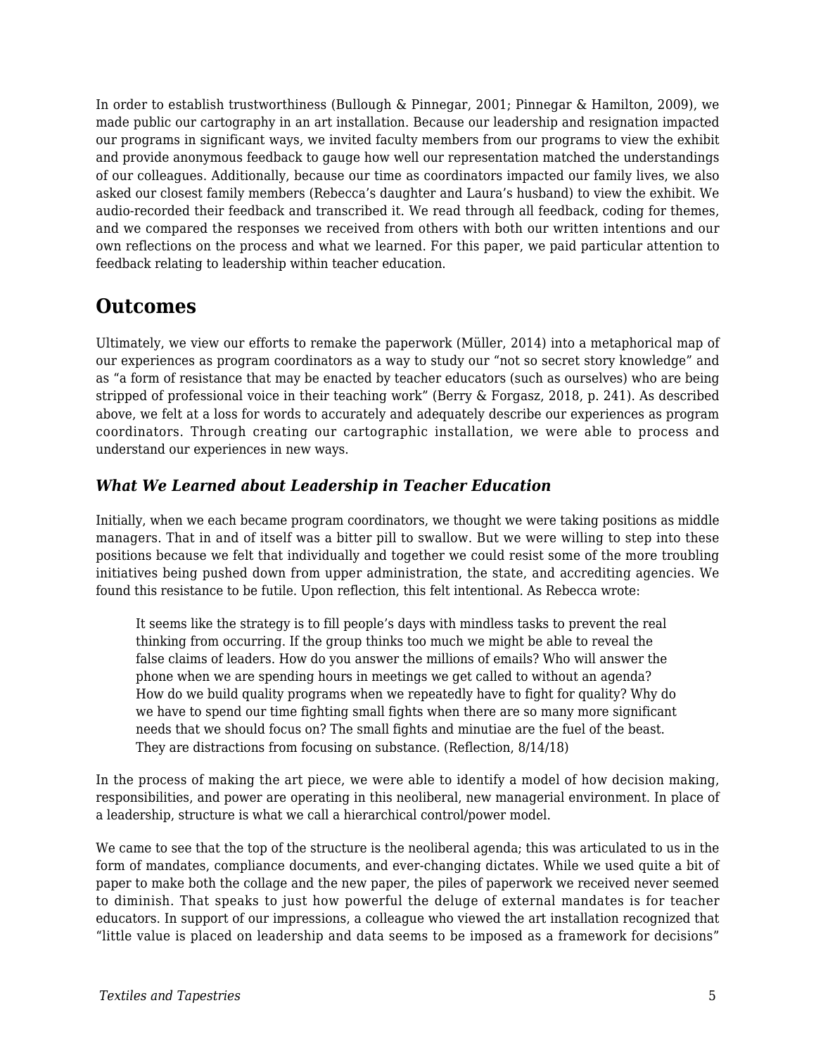In order to establish trustworthiness (Bullough & Pinnegar, 2001; Pinnegar & Hamilton, 2009), we made public our cartography in an art installation. Because our leadership and resignation impacted our programs in significant ways, we invited faculty members from our programs to view the exhibit and provide anonymous feedback to gauge how well our representation matched the understandings of our colleagues. Additionally, because our time as coordinators impacted our family lives, we also asked our closest family members (Rebecca's daughter and Laura's husband) to view the exhibit. We audio-recorded their feedback and transcribed it. We read through all feedback, coding for themes, and we compared the responses we received from others with both our written intentions and our own reflections on the process and what we learned. For this paper, we paid particular attention to feedback relating to leadership within teacher education.

## Outcomes

Ultimately, we view our efforts to remake the paperwork (Müller, 2014) into a metaphorical map of our experiences as program coordinators as a way to study our "not so secret story knowledge" and as "a form of resistance that may be enacted by teacher educators (such as ourselves) who are being stripped of professional voice in their teaching work" (Berry & Forgasz, 2018, p. 241). As described above, we felt at a loss for words to accurately and adequately describe our experiences as program coordinators. Through creating our cartographic installation, we were able to process and understand our experiences in new ways.

### *What We Learned about Leadership in Teacher Education*

Initially, when we each became program coordinators, we thought we were taking positions as middle managers. That in and of itself was a bitter pill to swallow. But we were willing to step into these positions because we felt that individually and together we could resist some of the more troubling initiatives being pushed down from upper administration, the state, and accrediting agencies. We found this resistance to be futile. Upon reflection, this felt intentional. As Rebecca wrote:

> It seems like the strategy is to fill people's days with mindless tasks to prevent the real thinking from occurring. If the group thinks too much we might be able to reveal the false claims of leaders. How do you answer the millions of emails? Who will answer the phone when we are spending hours in meetings we get called to without an agenda? How do we build quality programs when we repeatedly have to fight for quality? Why do we have to spend our time fighting small fights when there are so many more significant needs that we should focus on? The small fights and minutiae are the fuel of the beast. They are distractions from focusing on substance. (Reflection, 8/14/18)

In the process of making the art piece, we were able to identify a model of how decision making, responsibilities, and power are operating in this neoliberal, new managerial environment. In place of a leadership, structure is what we call a hierarchical control/power model.

We came to see that the top of the structure is the neoliberal agenda; this was articulated to us in the form of mandates, compliance documents, and ever-changing dictates. While we used quite a bit of paper to make both the collage and the new paper, the piles of paperwork we received never seemed to diminish. That speaks to just how powerful the deluge of external mandates is for teacher educators. In support of our impressions, a colleague who viewed the art installation recognized that "little value is placed on leadership and data seems to be imposed as a framework for decisions"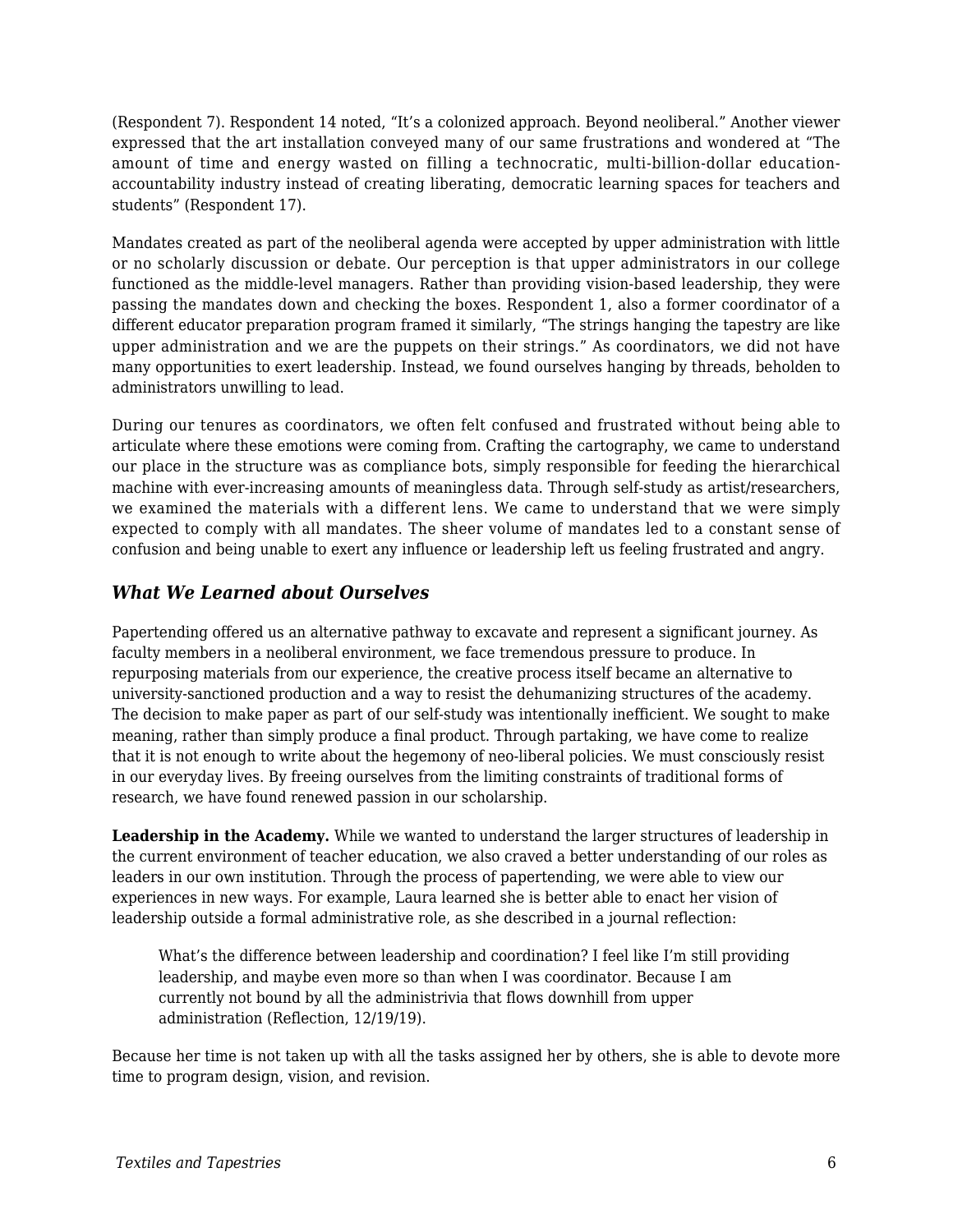(Respondent 7). Respondent 14 noted, "It's a colonized approach. Beyond neoliberal." Another viewer expressed that the art installation conveyed many of our same frustrations and wondered at "The amount of time and energy wasted on filling a technocratic, multi-billion-dollar education-accountability industry instead of creating liberating, democratic learning spaces for teachers and students" (Respondent 17).

Mandates created as part of the neoliberal agenda were accepted by upper administration with little or no scholarly discussion or debate. Our perception is that upper administrators in our college functioned as the middle-level managers. Rather than providing vision-based leadership, they were passing the mandates down and checking the boxes. Respondent 1, also a former coordinator of a different educator preparation program framed it similarly, "The strings hanging the tapestry are like upper administration and we are the puppets on their strings." As coordinators, we did not have many opportunities to exert leadership. Instead, we found ourselves hanging by threads, beholden to administrators unwilling to lead.

During our tenures as coordinators, we often felt confused and frustrated without being able to articulate where these emotions were coming from. Crafting the cartography, we came to understand our place in the structure was as compliance bots, simply responsible for feeding the hierarchical machine with ever-increasing amounts of meaningless data. Through self-study as artist/researchers, we examined the materials with a different lens. We came to understand that we were simply expected to comply with all mandates. The sheer volume of mandates led to a constant sense of confusion and being unable to exert any influence or leadership left us feeling frustrated and angry.

### *What We Learned about Ourselves*

Papertending offered us an alternative pathway to excavate and represent a significant journey. As faculty members in a neoliberal environment, we face tremendous pressure to produce. In repurposing materials from our experience, the creative process itself became an alternative to university-sanctioned production and a way to resist the dehumanizing structures of the academy. The decision to make paper as part of our self-study was intentionally inefficient. We sought to make meaning, rather than simply produce a final product. Through partaking, we have come to realize that it is not enough to write about the hegemony of neo-liberal policies. We must consciously resist in our everyday lives. By freeing ourselves from the limiting constraints of traditional forms of research, we have found renewed passion in our scholarship.

**Leadership in the Academy.** While we wanted to understand the larger structures of leadership in the current environment of teacher education, we also craved a better understanding of our roles as leaders in our own institution. Through the process of papertending, we were able to view our experiences in new ways. For example, Laura learned she is better able to enact her vision of leadership outside a formal administrative role, as she described in a journal reflection:

> What's the difference between leadership and coordination? I feel like I'm still providing leadership, and maybe even more so than when I was coordinator. Because I am currently not bound by all the administrivia that flows downhill from upper administration (Reflection, 12/19/19).

Because her time is not taken up with all the tasks assigned her by others, she is able to devote more time to program design, vision, and revision.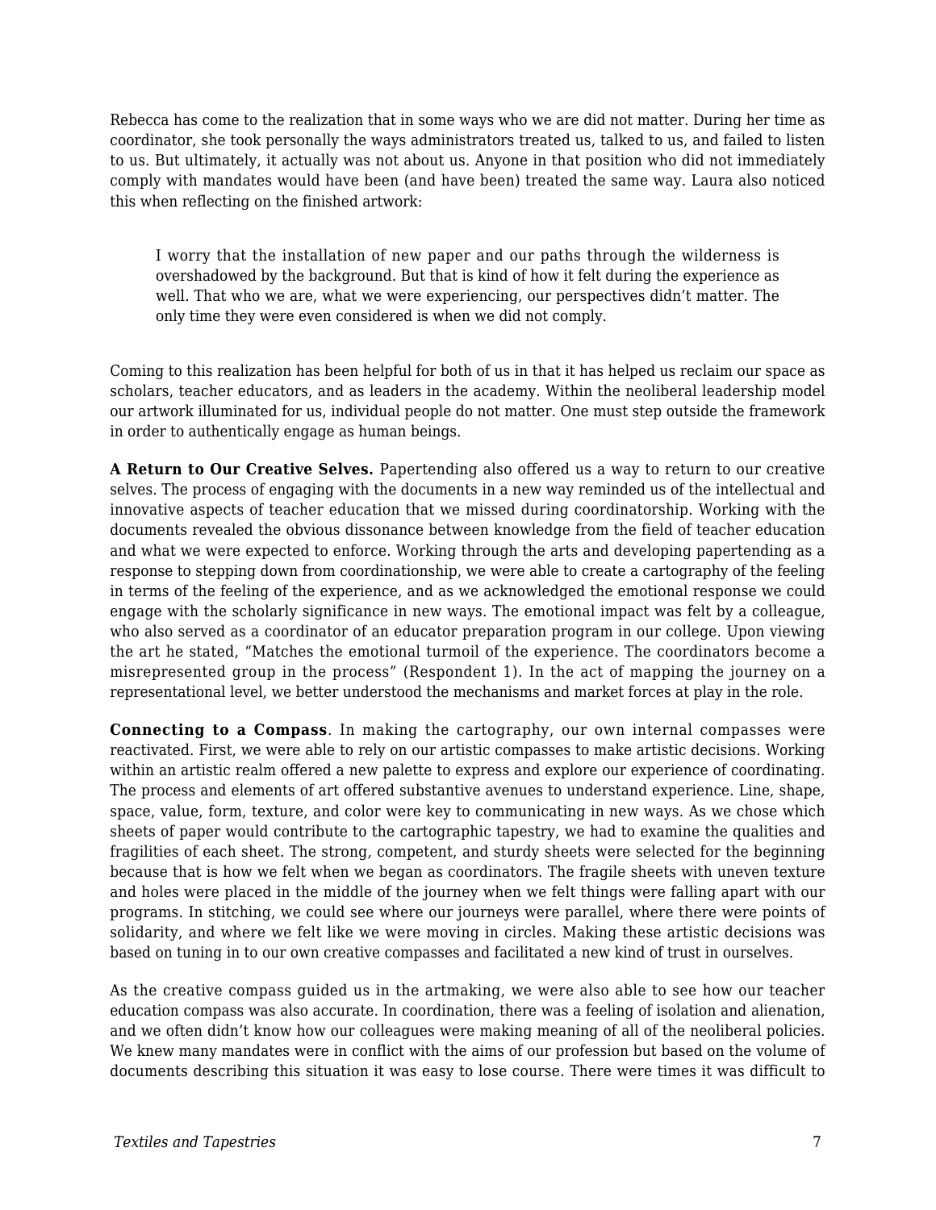Rebecca has come to the realization that in some ways who we are did not matter. During her time as coordinator, she took personally the ways administrators treated us, talked to us, and failed to listen to us. But ultimately, it actually was not about us. Anyone in that position who did not immediately comply with mandates would have been (and have been) treated the same way. Laura also noticed this when reflecting on the finished artwork:

> I worry that the installation of new paper and our paths through the wilderness is overshadowed by the background. But that is kind of how it felt during the experience as well. That who we are, what we were experiencing, our perspectives didn't matter. The only time they were even considered is when we did not comply.

Coming to this realization has been helpful for both of us in that it has helped us reclaim our space as scholars, teacher educators, and as leaders in the academy. Within the neoliberal leadership model our artwork illuminated for us, individual people do not matter. One must step outside the framework in order to authentically engage as human beings.

**A Return to Our Creative Selves.** Papertending also offered us a way to return to our creative selves. The process of engaging with the documents in a new way reminded us of the intellectual and innovative aspects of teacher education that we missed during coordinatorship. Working with the documents revealed the obvious dissonance between knowledge from the field of teacher education and what we were expected to enforce. Working through the arts and developing papertending as a response to stepping down from coordinationship, we were able to create a cartography of the feeling in terms of the feeling of the experience, and as we acknowledged the emotional response we could engage with the scholarly significance in new ways. The emotional impact was felt by a colleague, who also served as a coordinator of an educator preparation program in our college. Upon viewing the art he stated, "Matches the emotional turmoil of the experience. The coordinators become a misrepresented group in the process" (Respondent 1). In the act of mapping the journey on a representational level, we better understood the mechanisms and market forces at play in the role.

**Connecting to a Compass**. In making the cartography, our own internal compasses were reactivated. First, we were able to rely on our artistic compasses to make artistic decisions. Working within an artistic realm offered a new palette to express and explore our experience of coordinating. The process and elements of art offered substantive avenues to understand experience. Line, shape, space, value, form, texture, and color were key to communicating in new ways. As we chose which sheets of paper would contribute to the cartographic tapestry, we had to examine the qualities and fragilities of each sheet. The strong, competent, and sturdy sheets were selected for the beginning because that is how we felt when we began as coordinators. The fragile sheets with uneven texture and holes were placed in the middle of the journey when we felt things were falling apart with our programs. In stitching, we could see where our journeys were parallel, where there were points of solidarity, and where we felt like we were moving in circles. Making these artistic decisions was based on tuning in to our own creative compasses and facilitated a new kind of trust in ourselves.

As the creative compass guided us in the artmaking, we were also able to see how our teacher education compass was also accurate. In coordination, there was a feeling of isolation and alienation, and we often didn't know how our colleagues were making meaning of all of the neoliberal policies. We knew many mandates were in conflict with the aims of our profession but based on the volume of documents describing this situation it was easy to lose course. There were times it was difficult to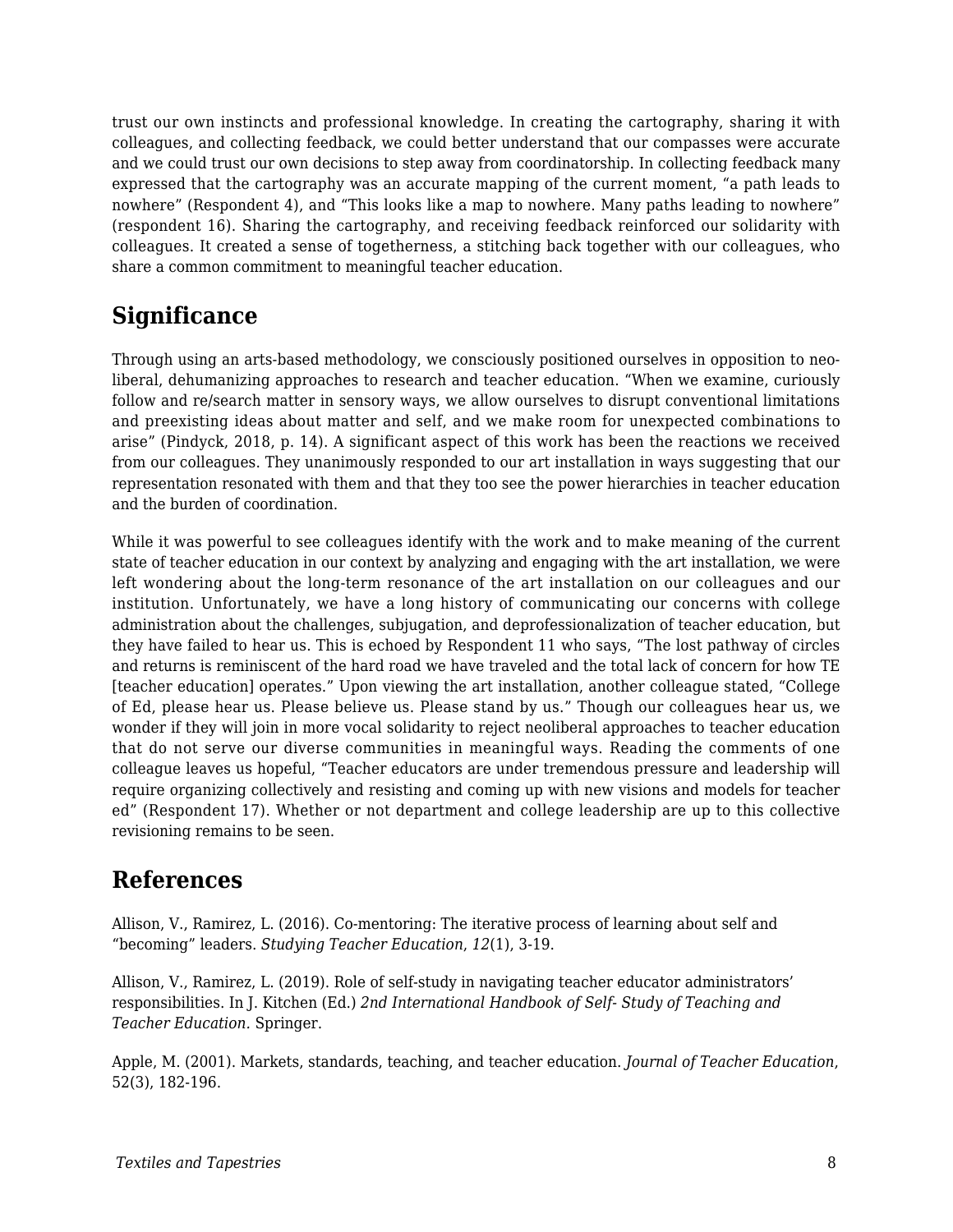trust our own instincts and professional knowledge. In creating the cartography, sharing it with colleagues, and collecting feedback, we could better understand that our compasses were accurate and we could trust our own decisions to step away from coordinatorship. In collecting feedback many expressed that the cartography was an accurate mapping of the current moment, "a path leads to nowhere" (Respondent 4), and "This looks like a map to nowhere. Many paths leading to nowhere" (respondent 16). Sharing the cartography, and receiving feedback reinforced our solidarity with colleagues. It created a sense of togetherness, a stitching back together with our colleagues, who share a common commitment to meaningful teacher education.

## Significance

Through using an arts-based methodology, we consciously positioned ourselves in opposition to neo-liberal, dehumanizing approaches to research and teacher education. "When we examine, curiously follow and re/search matter in sensory ways, we allow ourselves to disrupt conventional limitations and preexisting ideas about matter and self, and we make room for unexpected combinations to arise" (Pindyck, 2018, p. 14). A significant aspect of this work has been the reactions we received from our colleagues. They unanimously responded to our art installation in ways suggesting that our representation resonated with them and that they too see the power hierarchies in teacher education and the burden of coordination.

While it was powerful to see colleagues identify with the work and to make meaning of the current state of teacher education in our context by analyzing and engaging with the art installation, we were left wondering about the long-term resonance of the art installation on our colleagues and our institution. Unfortunately, we have a long history of communicating our concerns with college administration about the challenges, subjugation, and deprofessionalization of teacher education, but they have failed to hear us. This is echoed by Respondent 11 who says, "The lost pathway of circles and returns is reminiscent of the hard road we have traveled and the total lack of concern for how TE [teacher education] operates." Upon viewing the art installation, another colleague stated, "College of Ed, please hear us. Please believe us. Please stand by us." Though our colleagues hear us, we wonder if they will join in more vocal solidarity to reject neoliberal approaches to teacher education that do not serve our diverse communities in meaningful ways. Reading the comments of one colleague leaves us hopeful, "Teacher educators are under tremendous pressure and leadership will require organizing collectively and resisting and coming up with new visions and models for teacher ed" (Respondent 17). Whether or not department and college leadership are up to this collective revisioning remains to be seen.

## References

Allison, V., Ramirez, L. (2016). Co-mentoring: The iterative process of learning about self and "becoming" leaders. *Studying Teacher Education*, *12*(1), 3-19.

Allison, V., Ramirez, L. (2019). Role of self-study in navigating teacher educator administrators' responsibilities. In J. Kitchen (Ed.) *2nd International Handbook of Self- Study of Teaching and Teacher Education.* Springer.

Apple, M. (2001). Markets, standards, teaching, and teacher education. *Journal of Teacher Education*, 52(3), 182-196.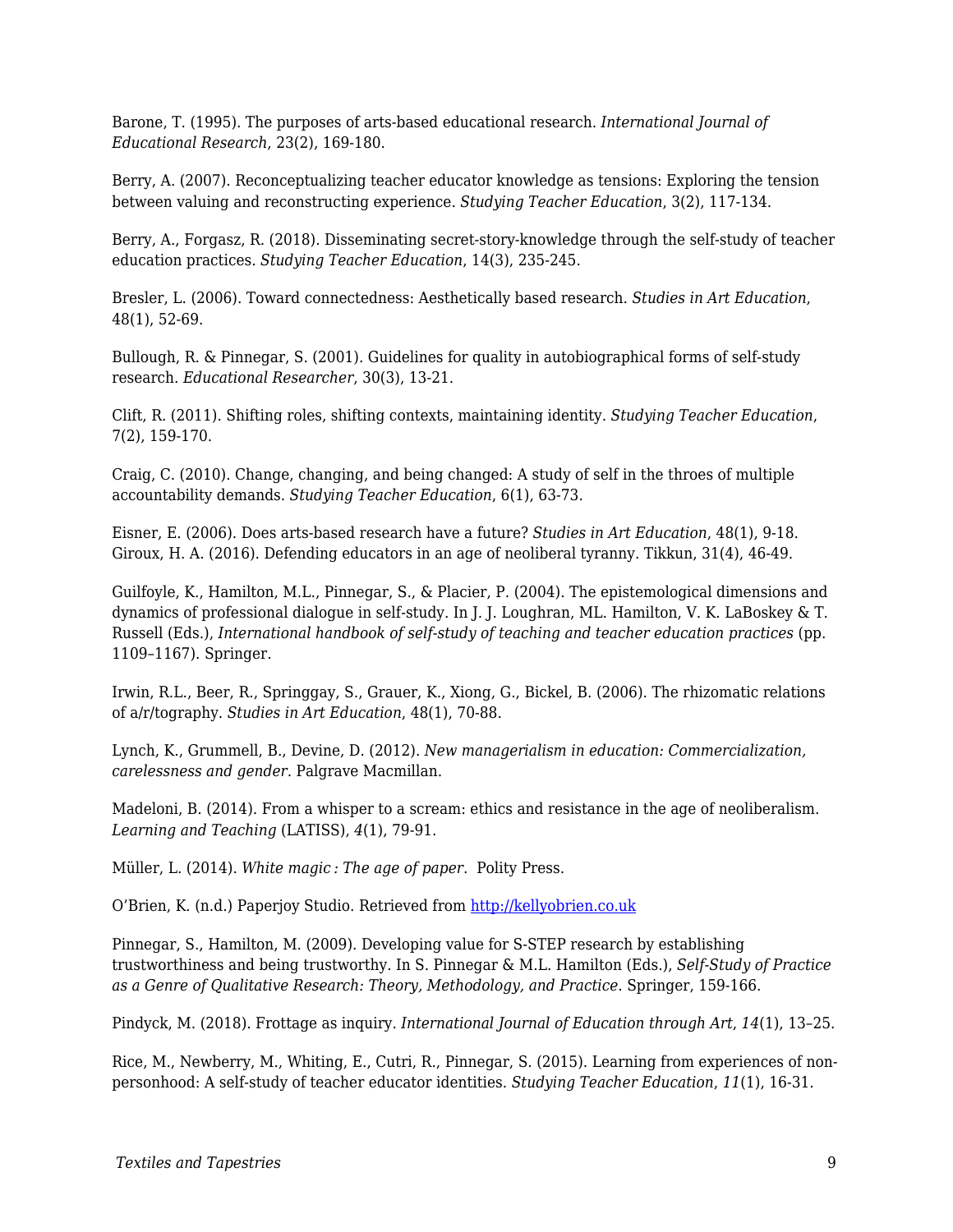Barone, T. (1995). The purposes of arts-based educational research. *International Journal of Educational Research*, 23(2), 169-180.

Berry, A. (2007). Reconceptualizing teacher educator knowledge as tensions: Exploring the tension between valuing and reconstructing experience. *Studying Teacher Education*, 3(2), 117-134.

Berry, A., Forgasz, R. (2018). Disseminating secret-story-knowledge through the self-study of teacher education practices. *Studying Teacher Education*, 14(3), 235-245.

Bresler, L. (2006). Toward connectedness: Aesthetically based research. *Studies in Art Education*, 48(1), 52-69.

Bullough, R. & Pinnegar, S. (2001). Guidelines for quality in autobiographical forms of self-study research. *Educational Researcher*, 30(3), 13-21.

Clift, R. (2011). Shifting roles, shifting contexts, maintaining identity. *Studying Teacher Education*, 7(2), 159-170.

Craig, C. (2010). Change, changing, and being changed: A study of self in the throes of multiple accountability demands. *Studying Teacher Education*, 6(1), 63-73.

Eisner, E. (2006). Does arts-based research have a future? *Studies in Art Education*, 48(1), 9-18.
Giroux, H. A. (2016). Defending educators in an age of neoliberal tyranny. Tikkun, 31(4), 46-49.

Guilfoyle, K., Hamilton, M.L., Pinnegar, S., & Placier, P. (2004). The epistemological dimensions and dynamics of professional dialogue in self-study. In J. J. Loughran, ML. Hamilton, V. K. LaBoskey & T. Russell (Eds.), *International handbook of self-study of teaching and teacher education practices* (pp. 1109–1167). Springer.

Irwin, R.L., Beer, R., Springgay, S., Grauer, K., Xiong, G., Bickel, B. (2006). The rhizomatic relations of a/r/tography. *Studies in Art Education*, 48(1), 70-88.

Lynch, K., Grummell, B., Devine, D. (2012). *New managerialism in education: Commercialization, carelessness and gender*. Palgrave Macmillan.

Madeloni, B. (2014). From a whisper to a scream: ethics and resistance in the age of neoliberalism. *Learning and Teaching* (LATISS), *4*(1), 79-91.

Müller, L. (2014). *White magic : The age of paper*. Polity Press.

O'Brien, K. (n.d.) Paperjoy Studio. Retrieved from [http://kellyobrien.co.uk](http://kellyobrien.co.uk)

Pinnegar, S., Hamilton, M. (2009). Developing value for S-STEP research by establishing trustworthiness and being trustworthy. In S. Pinnegar & M.L. Hamilton (Eds.), *Self-Study of Practice as a Genre of Qualitative Research: Theory, Methodology, and Practice*. Springer, 159-166.

Pindyck, M. (2018). Frottage as inquiry. *International Journal of Education through Art*, *14*(1), 13–25.

Rice, M., Newberry, M., Whiting, E., Cutri, R., Pinnegar, S. (2015). Learning from experiences of non-personhood: A self-study of teacher educator identities. *Studying Teacher Education*, *11*(1), 16-31.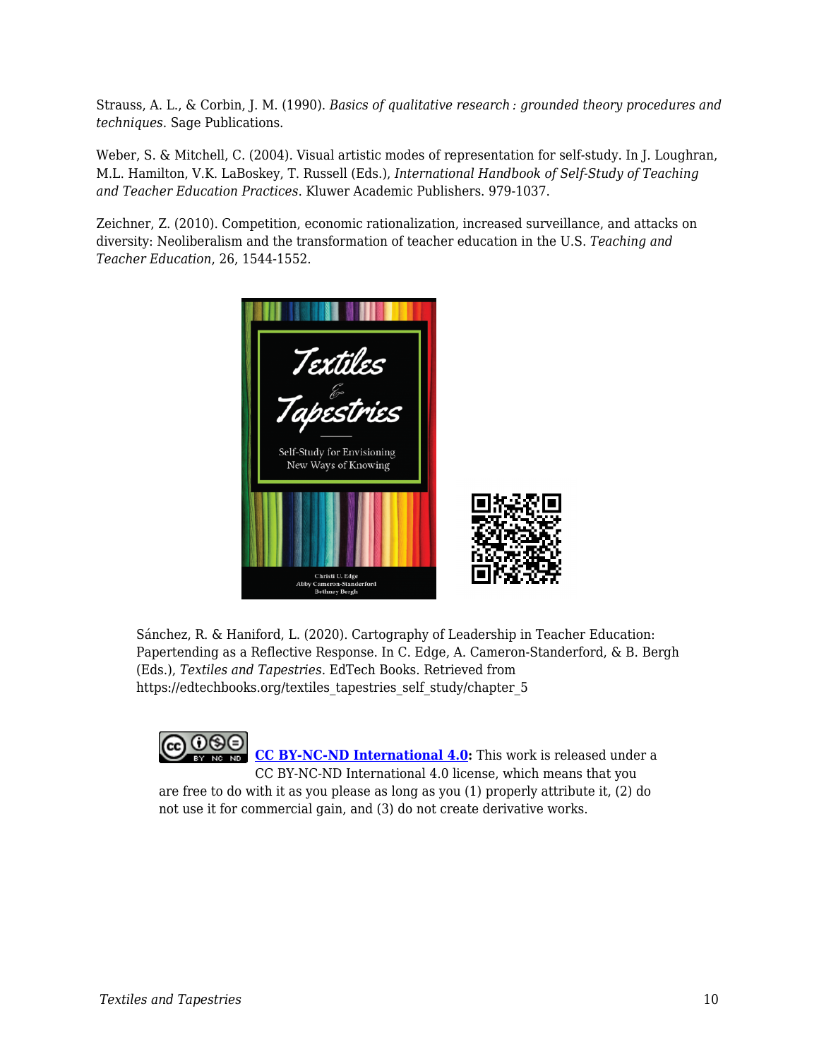Strauss, A. L., & Corbin, J. M. (1990). *Basics of qualitative research : grounded theory procedures and techniques*. Sage Publications.

Weber, S. & Mitchell, C. (2004). Visual artistic modes of representation for self-study. In J. Loughran, M.L. Hamilton, V.K. LaBoskey, T. Russell (Eds.), *International Handbook of Self-Study of Teaching and Teacher Education Practices*. Kluwer Academic Publishers. 979-1037.

Zeichner, Z. (2010). Competition, economic rationalization, increased surveillance, and attacks on diversity: Neoliberalism and the transformation of teacher education in the U.S. *Teaching and Teacher Education*, 26, 1544-1552.

Sánchez, R. & Haniford, L. (2020). Cartography of Leadership in Teacher Education: Papertending as a Reflective Response. In C. Edge, A. Cameron-Standerford, & B. Bergh (Eds.), *Textiles and Tapestries*. EdTech Books. Retrieved from https://edtechbooks.org/textiles_tapestries_self_study/chapter_5

**CC BY-NC-ND International 4.0:** This work is released under a CC BY-NC-ND International 4.0 license, which means that you are free to do with it as you please as long as you (1) properly attribute it, (2) do not use it for commercial gain, and (3) do not create derivative works.